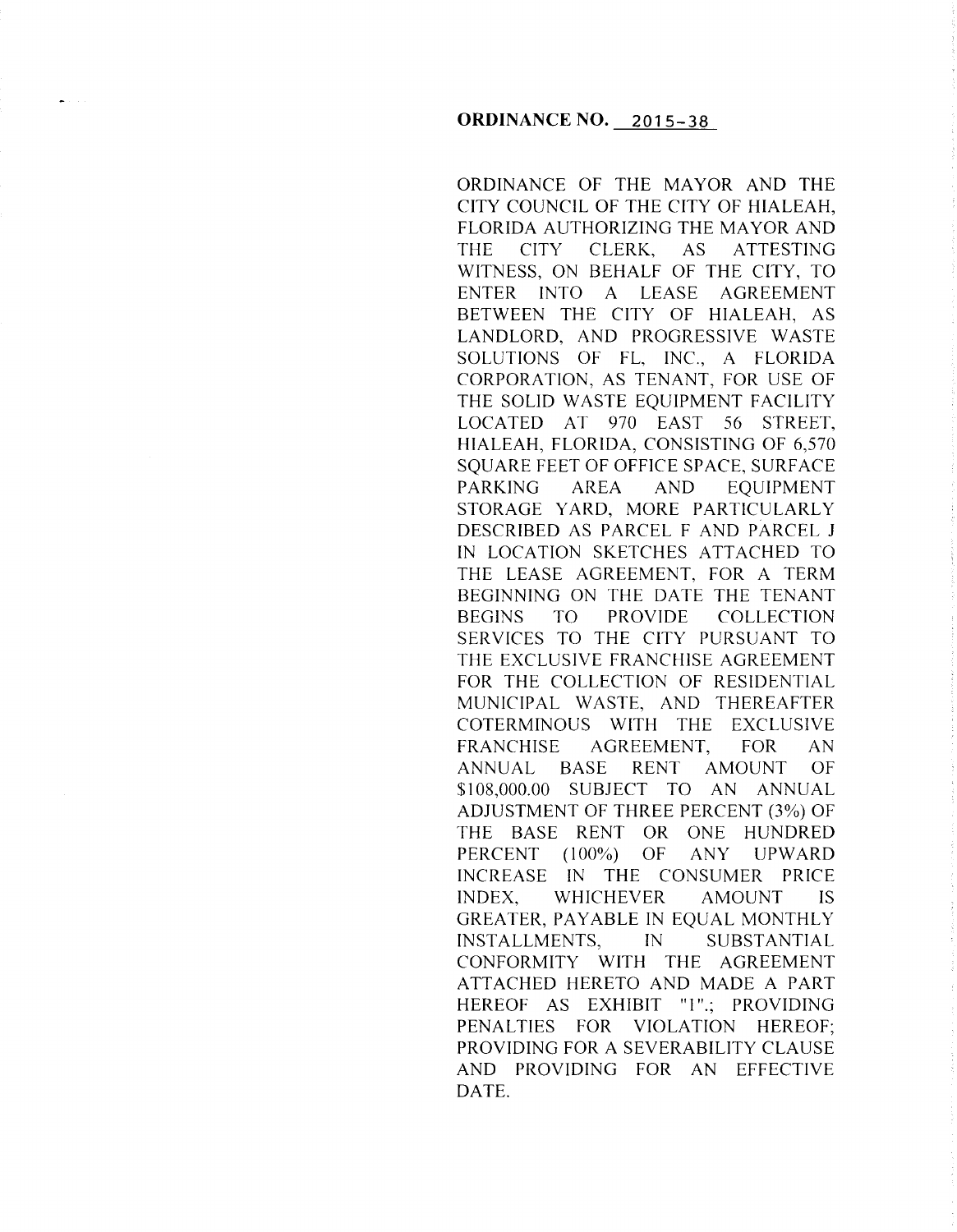**ORDINANCE NO. 2015-38**

ORDINANCE OF THE MAYOR AND THE CITY COUNCIL OF THE CITY OF HIALEAH, FLORIDA AUTHORIZING THE MAYOR AND THE CITY CLERK, AS ATTESTING WITNESS, ON BEHALF OF THE CITY, TO ENTER INTO A LEASE AGREEMENT BETWEEN THE CITY OF HIALEAH, AS LANDLORD, AND PROGRESSIVE WASTE SOLUTIONS OF FL, INC., A FLORIDA CORPORATION, AS TENANT, FOR USE OF THE SOLID WASTE EQUIPMENT FACILITY LOCATED AT 970 EAST 56 STREET, HIALEAH, FLORIDA, CONSISTING OF 6,570 SQUARE FEET OF OFFICE SPACE, SURFACE PARKING AREA AND EQUIPMENT STORAGE YARD, MORE PARTICULARLY DESCRIBED AS PARCEL F AND PARCEL J IN LOCATION SKETCHES ATTACHED TO THE LEASE AGREEMENT, FOR A TERM BEGINNING ON THE DATE THE TENANT BEGINS TO PROVIDE COLLECTION SERVICES TO THE CITY PURSUANT TO THE EXCLUSIVE FRANCHISE AGREEMENT FOR THE COLLECTION OF RESIDENTIAL MUNICIPAL WASTE, AND THEREAFTER COTERMINOUS WITH THE EXCLUSIVE FRANCHISE AGREEMENT, FOR AN ANNUAL BASE RENT AMOUNT OF $108,000.00 SUBJECT TO AN ANNUAL ADJUSTMENT OF THREE PERCENT (3%) OF THE BASE RENT OR ONE HUNDRED PERCENT (100%) OF ANY UPWARD INCREASE IN THE CONSUMER PRICE INDEX, WHICHEVER AMOUNT IS GREATER, PAYABLE IN EQUAL MONTHLY INSTALLMENTS, IN SUBSTANTIAL CONFORMITY WITH THE AGREEMENT ATTACHED HERETO AND MADE A PART HEREOF AS EXHIBIT "1".; PROVIDING PENALTIES FOR VIOLATION HEREOF; PROVIDING FOR A SEVERABILITY CLAUSE AND PROVIDING FOR AN EFFECTIVE DATE.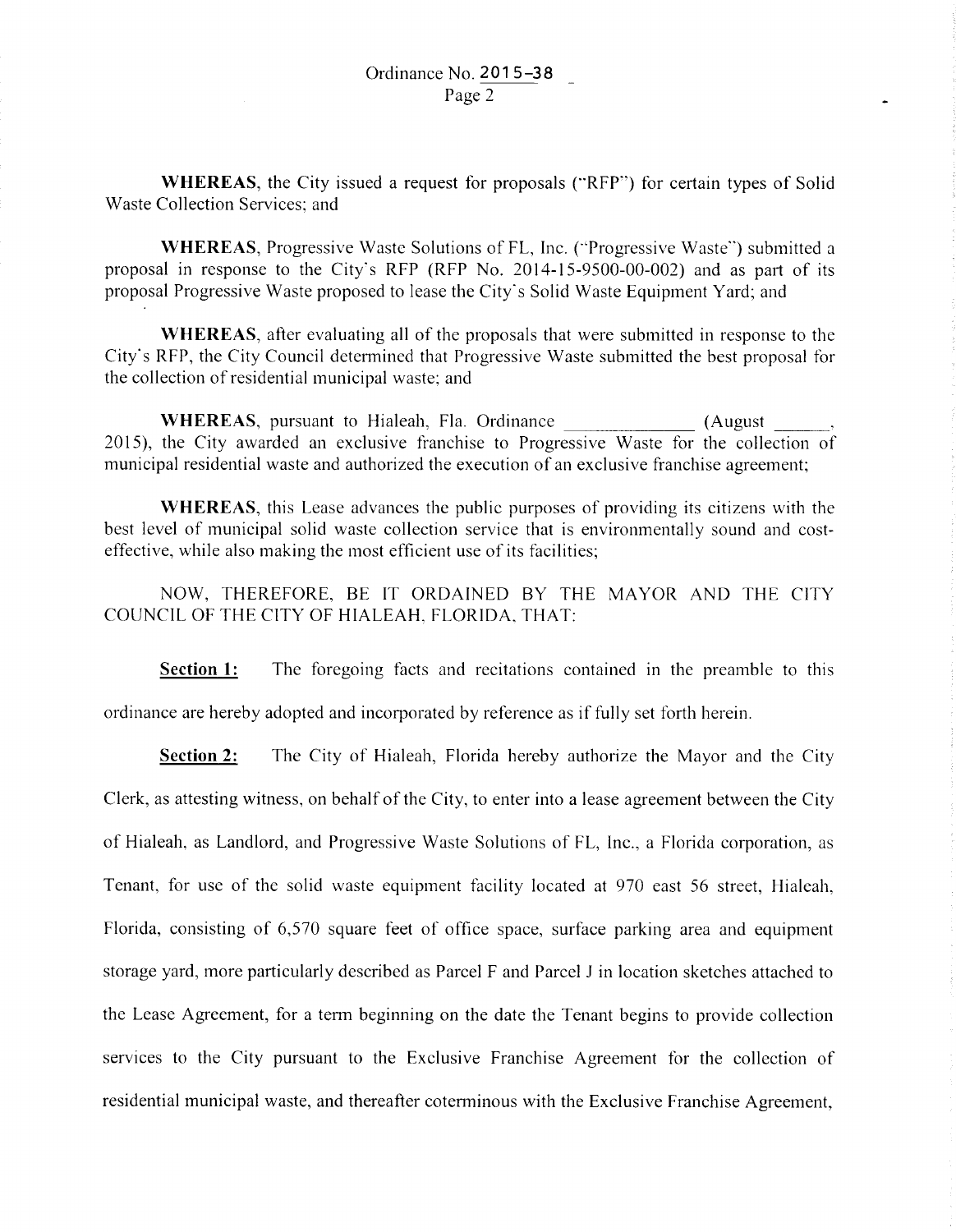**WHEREAS**, the City issued a request for proposals ("RFP") for certain types of Solid Waste Collection Services; and

**WHEREAS**, Progressive Waste Solutions of FL, Inc. ("Progressive Waste") submitted a proposal in response to the City's RFP (RFP No. 2014-15-9500-00-002) and as part of its proposal Progressive Waste proposed to lease the City's Solid Waste Equipment Yard; and

**WHEREAS**, after evaluating all of the proposals that were submitted in response to the City's RFP, the City Council determined that Progressive Waste submitted the best proposal for the collection of residential municipal waste; and

**WHEREAS**, pursuant to Hialeah, Fla. Ordinance _____________ (August ______, 2015), the City awarded an exclusive franchise to Progressive Waste for the collection of municipal residential waste and authorized the execution of an exclusive franchise agreement;

**WHEREAS**, this Lease advances the public purposes of providing its citizens with the best level of municipal solid waste collection service that is environmentally sound and cost-effective, while also making the most efficient use of its facilities;

NOW, THEREFORE, BE IT ORDAINED BY THE MAYOR AND THE CITY COUNCIL OF THE CITY OF HIALEAH, FLORIDA, THAT:

**Section 1:** The foregoing facts and recitations contained in the preamble to this ordinance are hereby adopted and incorporated by reference as if fully set forth herein.

**Section 2:** The City of Hialeah, Florida hereby authorize the Mayor and the City Clerk, as attesting witness, on behalf of the City, to enter into a lease agreement between the City of Hialeah, as Landlord, and Progressive Waste Solutions of FL, Inc., a Florida corporation, as Tenant, for use of the solid waste equipment facility located at 970 east 56 street, Hialeah, Florida, consisting of 6,570 square feet of office space, surface parking area and equipment storage yard, more particularly described as Parcel F and Parcel J in location sketches attached to the Lease Agreement, for a term beginning on the date the Tenant begins to provide collection services to the City pursuant to the Exclusive Franchise Agreement for the collection of residential municipal waste, and thereafter coterminous with the Exclusive Franchise Agreement,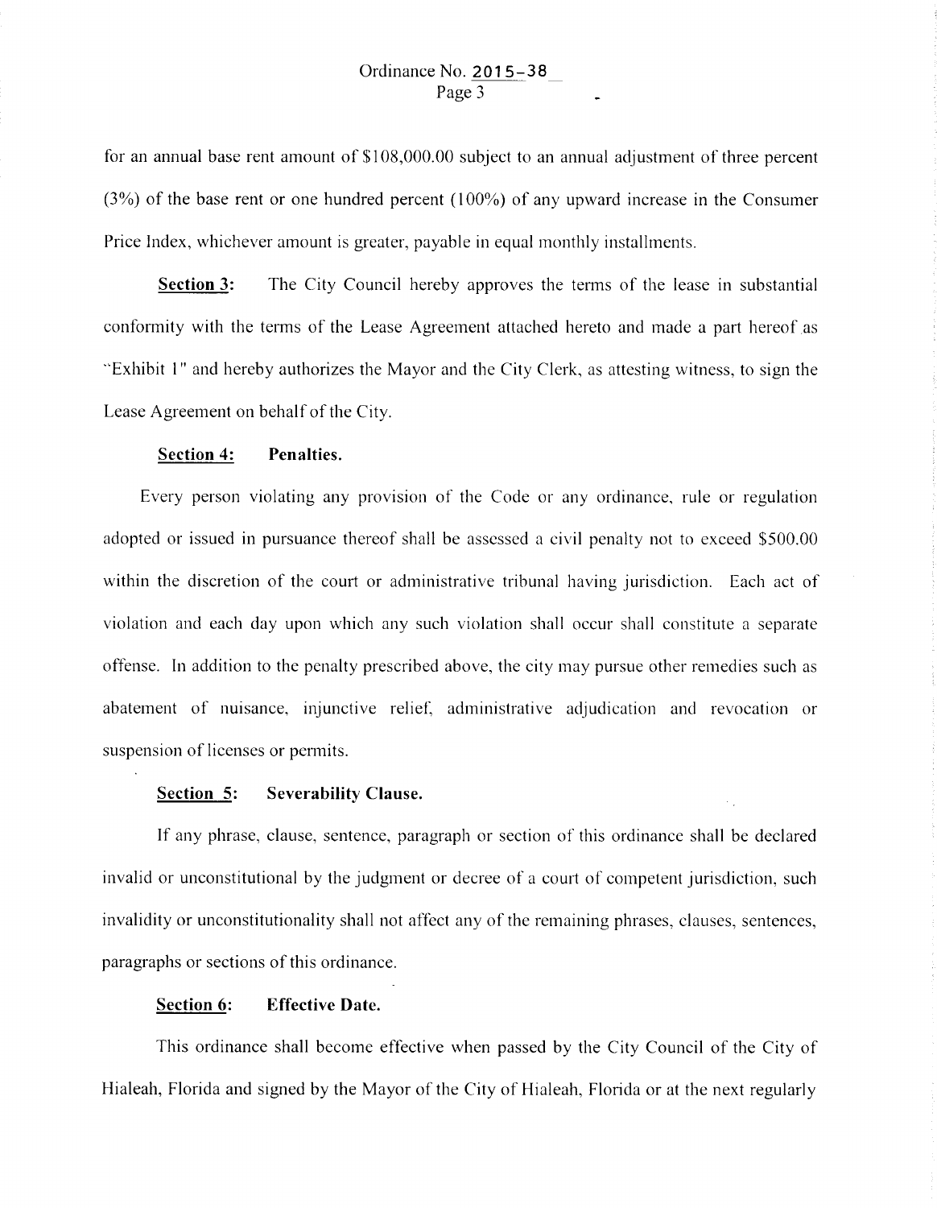for an annual base rent amount of $108,000.00 subject to an annual adjustment of three percent (3%) of the base rent or one hundred percent (100%) of any upward increase in the Consumer Price Index, whichever amount is greater, payable in equal monthly installments.

**Section 3:** The City Council hereby approves the terms of the lease in substantial conformity with the terms of the Lease Agreement attached hereto and made a part hereof as "Exhibit 1" and hereby authorizes the Mayor and the City Clerk, as attesting witness, to sign the Lease Agreement on behalf of the City.

**Section 4: Penalties.**

Every person violating any provision of the Code or any ordinance, rule or regulation adopted or issued in pursuance thereof shall be assessed a civil penalty not to exceed $500.00 within the discretion of the court or administrative tribunal having jurisdiction. Each act of violation and each day upon which any such violation shall occur shall constitute a separate offense. In addition to the penalty prescribed above, the city may pursue other remedies such as abatement of nuisance, injunctive relief, administrative adjudication and revocation or suspension of licenses or permits.

**Section 5: Severability Clause.**

If any phrase, clause, sentence, paragraph or section of this ordinance shall be declared invalid or unconstitutional by the judgment or decree of a court of competent jurisdiction, such invalidity or unconstitutionality shall not affect any of the remaining phrases, clauses, sentences, paragraphs or sections of this ordinance.

**Section 6: Effective Date.**

This ordinance shall become effective when passed by the City Council of the City of Hialeah, Florida and signed by the Mayor of the City of Hialeah, Florida or at the next regularly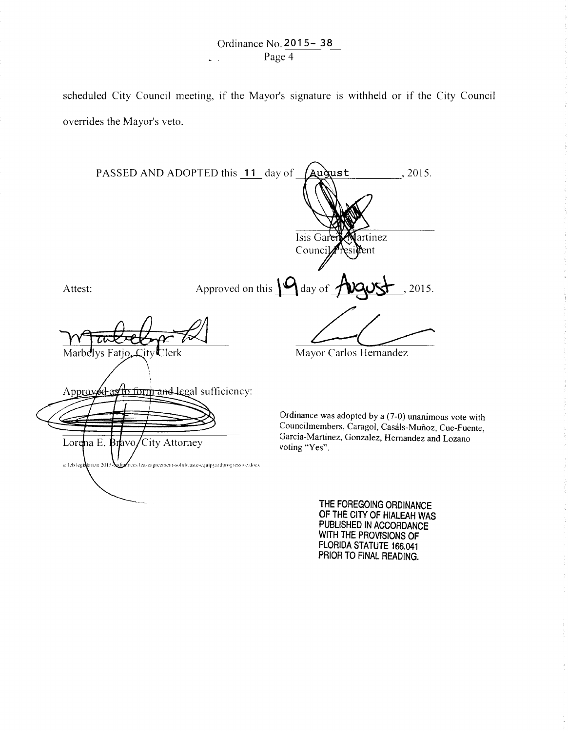scheduled City Council meeting, if the Mayor's signature is withheld or if the City Council overrides the Mayor's veto.

PASSED AND ADOPTED this 11 day of August, 2015.

Isis Garcia-Martinez
Council President

Attest:

Approved on this 19 day of August, 2015.

Marbelys Fatjo, City Clerk

Mayor Carlos Hernandez

Approved as to form and legal sufficiency:

Lorena E. Bravo, City Attorney

s:\leb\legislation\2015-ordinances\leaseagreement-solidwaste-equipyardprogressive.docx

Ordinance was adopted by a (7-0) unanimous vote with Councilmembers, Caragol, Casáls-Muñoz, Cue-Fuente, Garcia-Martinez, Gonzalez, Hernandez and Lozano voting "Yes".

THE FOREGOING ORDINANCE OF THE CITY OF HIALEAH WAS PUBLISHED IN ACCORDANCE WITH THE PROVISIONS OF FLORIDA STATUTE 166.041 PRIOR TO FINAL READING.